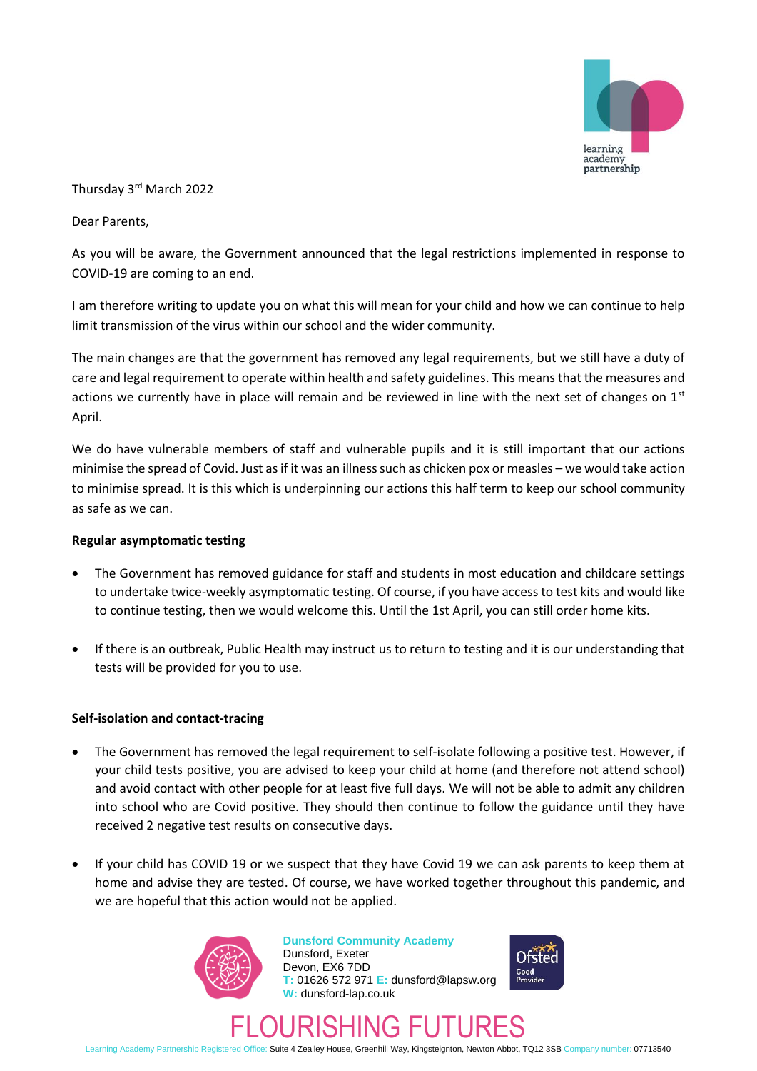Thursday 3rd March 2022

Dear Parents,

As you will be aware, the Government announced that the legal restrictions implemented in response to COVID-19 are coming to an end.

I am therefore writing to update you on what this will mean for your child and how we can continue to help limit transmission of the virus within our school and the wider community.

The main changes are that the government has removed any legal requirements, but we still have a duty of care and legal requirement to operate within health and safety guidelines. This means that the measures and actions we currently have in place will remain and be reviewed in line with the next set of changes on 1st April.

We do have vulnerable members of staff and vulnerable pupils and it is still important that our actions minimise the spread of Covid. Just as if it was an illness such as chicken pox or measles – we would take action to minimise spread. It is this which is underpinning our actions this half term to keep our school community as safe as we can.

**Regular asymptomatic testing**

- The Government has removed guidance for staff and students in most education and childcare settings to undertake twice-weekly asymptomatic testing. Of course, if you have access to test kits and would like to continue testing, then we would welcome this. Until the 1st April, you can still order home kits.

- If there is an outbreak, Public Health may instruct us to return to testing and it is our understanding that tests will be provided for you to use.

**Self-isolation and contact-tracing**

- The Government has removed the legal requirement to self-isolate following a positive test. However, if your child tests positive, you are advised to keep your child at home (and therefore not attend school) and avoid contact with other people for at least five full days. We will not be able to admit any children into school who are Covid positive. They should then continue to follow the guidance until they have received 2 negative test results on consecutive days.

- If your child has COVID 19 or we suspect that they have Covid 19 we can ask parents to keep them at home and advise they are tested. Of course, we have worked together throughout this pandemic, and we are hopeful that this action would not be applied.

**Dunsford Community Academy**
Dunsford, Exeter
Devon, EX6 7DD
T: 01626 572 971 E: dunsford@lapsw.org
W: dunsford-lap.co.uk

FLOURISHING FUTURES

Learning Academy Partnership Registered Office: Suite 4 Zealley House, Greenhill Way, Kingsteignton, Newton Abbot, TQ12 3SB Company number: 07713540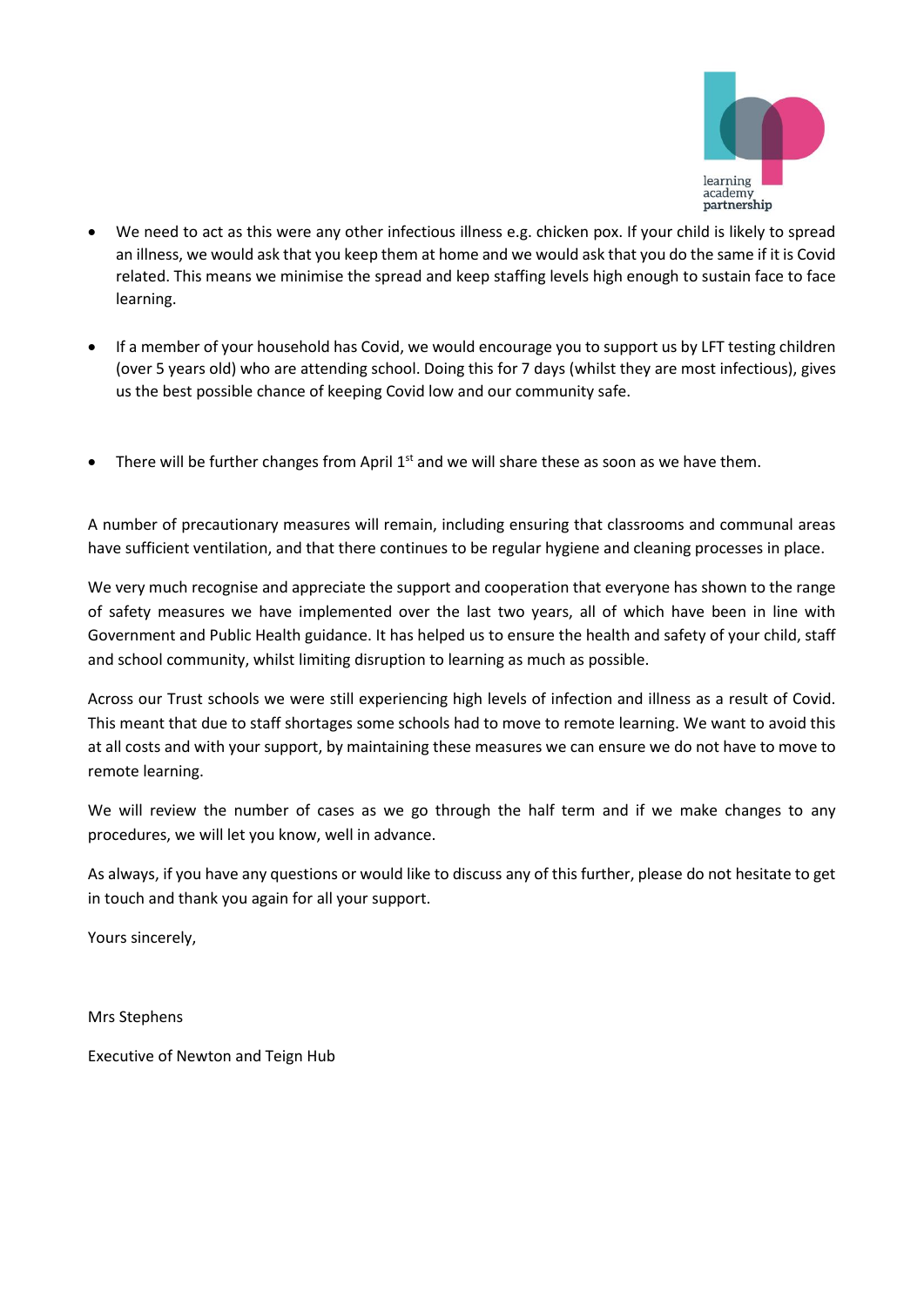- We need to act as this were any other infectious illness e.g. chicken pox. If your child is likely to spread an illness, we would ask that you keep them at home and we would ask that you do the same if it is Covid related. This means we minimise the spread and keep staffing levels high enough to sustain face to face learning.

- If a member of your household has Covid, we would encourage you to support us by LFT testing children (over 5 years old) who are attending school. Doing this for 7 days (whilst they are most infectious), gives us the best possible chance of keeping Covid low and our community safe.

- There will be further changes from April 1st and we will share these as soon as we have them.

A number of precautionary measures will remain, including ensuring that classrooms and communal areas have sufficient ventilation, and that there continues to be regular hygiene and cleaning processes in place.

We very much recognise and appreciate the support and cooperation that everyone has shown to the range of safety measures we have implemented over the last two years, all of which have been in line with Government and Public Health guidance. It has helped us to ensure the health and safety of your child, staff and school community, whilst limiting disruption to learning as much as possible.

Across our Trust schools we were still experiencing high levels of infection and illness as a result of Covid. This meant that due to staff shortages some schools had to move to remote learning. We want to avoid this at all costs and with your support, by maintaining these measures we can ensure we do not have to move to remote learning.

We will review the number of cases as we go through the half term and if we make changes to any procedures, we will let you know, well in advance.

As always, if you have any questions or would like to discuss any of this further, please do not hesitate to get in touch and thank you again for all your support.

Yours sincerely,

Mrs Stephens

Executive of Newton and Teign Hub